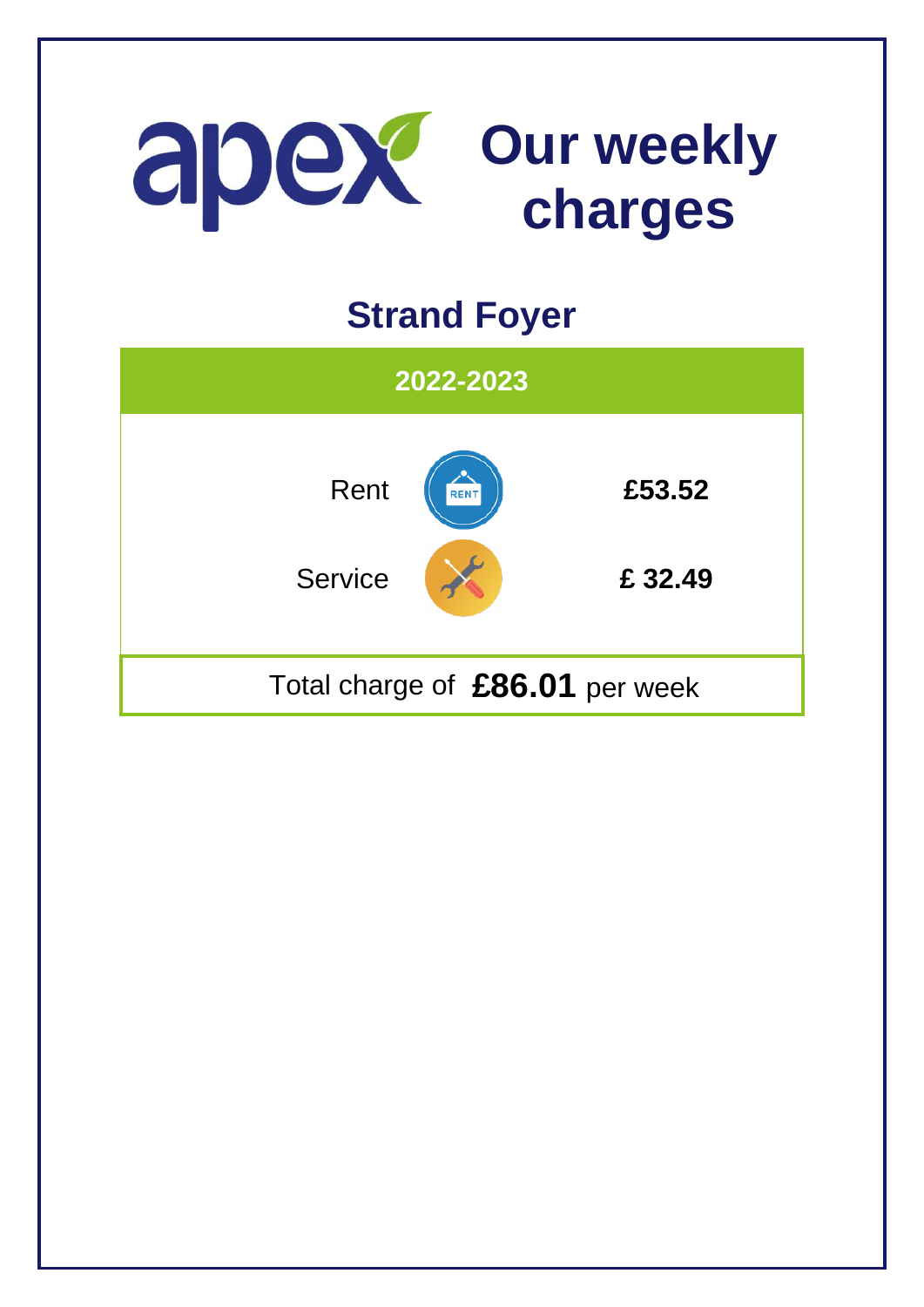# apex Our weekly charges

## Strand Foyer

| 2022-2023 | |
|---|---|
| Rent | **£53.52** |
| Service | **£ 32.49** |

Total charge of **£86.01** per week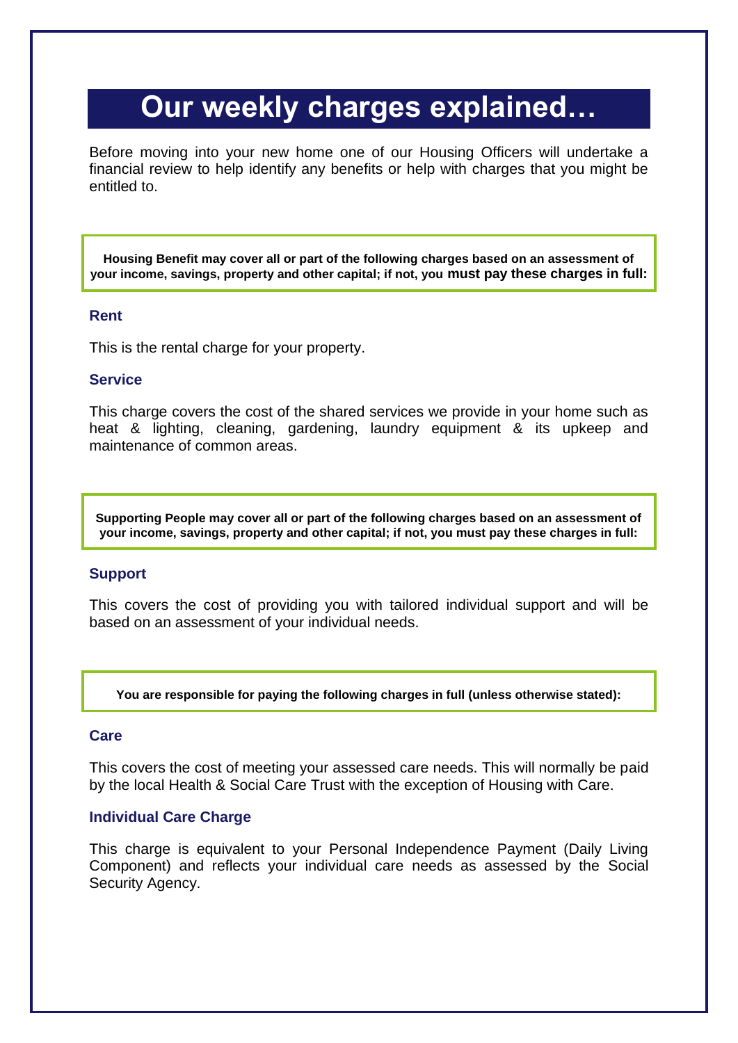# Our weekly charges explained…

Before moving into your new home one of our Housing Officers will undertake a financial review to help identify any benefits or help with charges that you might be entitled to.

**Housing Benefit may cover all or part of the following charges based on an assessment of your income, savings, property and other capital; if not, you must pay these charges in full:**

### Rent

This is the rental charge for your property.

### Service

This charge covers the cost of the shared services we provide in your home such as heat & lighting, cleaning, gardening, laundry equipment & its upkeep and maintenance of common areas.

**Supporting People may cover all or part of the following charges based on an assessment of your income, savings, property and other capital; if not, you must pay these charges in full:**

### Support

This covers the cost of providing you with tailored individual support and will be based on an assessment of your individual needs.

**You are responsible for paying the following charges in full (unless otherwise stated):**

### Care

This covers the cost of meeting your assessed care needs. This will normally be paid by the local Health & Social Care Trust with the exception of Housing with Care.

### Individual Care Charge

This charge is equivalent to your Personal Independence Payment (Daily Living Component) and reflects your individual care needs as assessed by the Social Security Agency.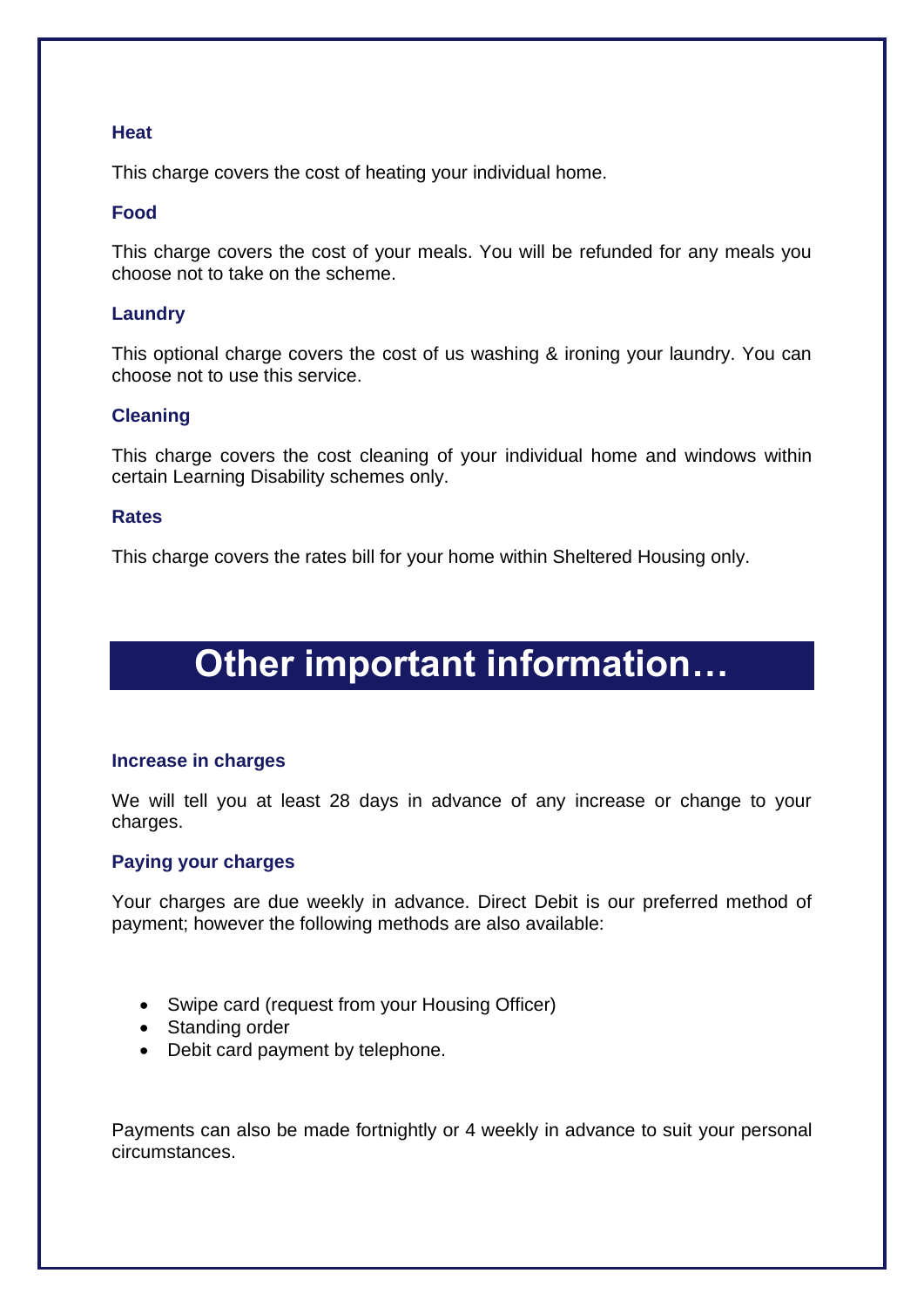### Heat

This charge covers the cost of heating your individual home.

### Food

This charge covers the cost of your meals. You will be refunded for any meals you choose not to take on the scheme.

### Laundry

This optional charge covers the cost of us washing & ironing your laundry. You can choose not to use this service.

### Cleaning

This charge covers the cost cleaning of your individual home and windows within certain Learning Disability schemes only.

### Rates

This charge covers the rates bill for your home within Sheltered Housing only.

## Other important information…

### Increase in charges

We will tell you at least 28 days in advance of any increase or change to your charges.

### Paying your charges

Your charges are due weekly in advance. Direct Debit is our preferred method of payment; however the following methods are also available:

- Swipe card (request from your Housing Officer)
- Standing order
- Debit card payment by telephone.

Payments can also be made fortnightly or 4 weekly in advance to suit your personal circumstances.